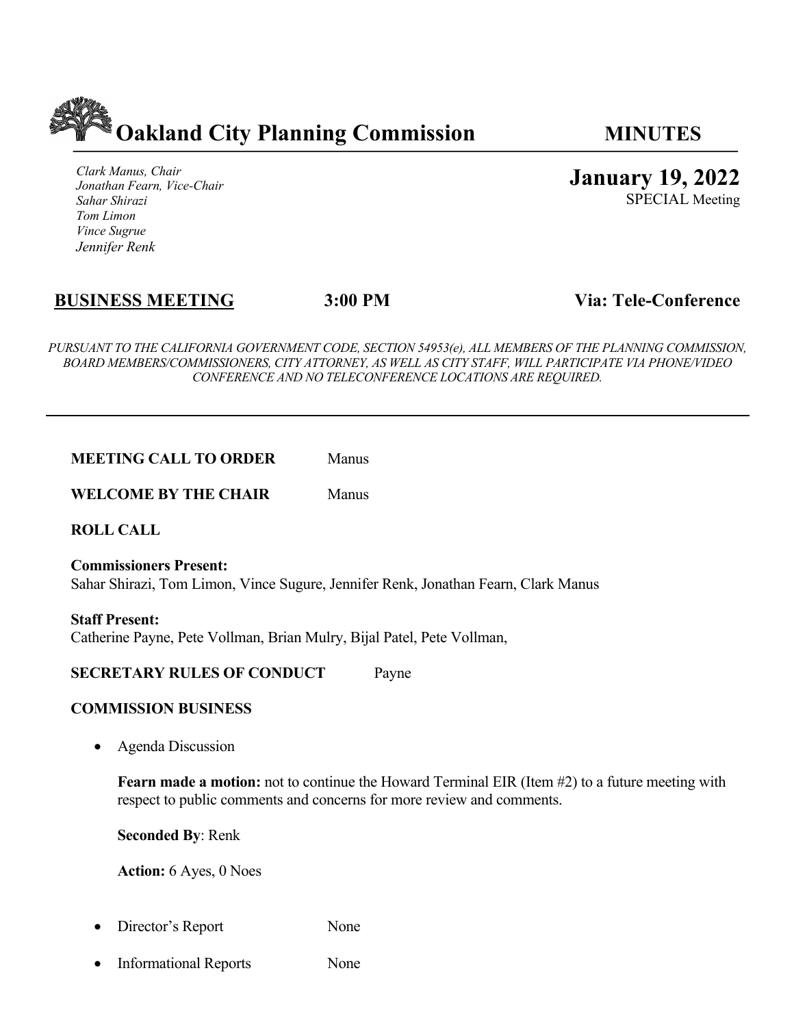# Oakland City Planning Commission

**MINUTES**

*Clark Manus, Chair*
*Jonathan Fearn, Vice-Chair*
*Sahar Shirazi*
*Tom Limon*
*Vince Sugrue*
*Jennifer Renk*

**January 19, 2022**
SPECIAL Meeting

**BUSINESS MEETING** **3:00 PM** **Via: Tele-Conference**

*PURSUANT TO THE CALIFORNIA GOVERNMENT CODE, SECTION 54953(e), ALL MEMBERS OF THE PLANNING COMMISSION, BOARD MEMBERS/COMMISSIONERS, CITY ATTORNEY, AS WELL AS CITY STAFF, WILL PARTICIPATE VIA PHONE/VIDEO CONFERENCE AND NO TELECONFERENCE LOCATIONS ARE REQUIRED.*

---

**MEETING CALL TO ORDER** Manus

**WELCOME BY THE CHAIR** Manus

**ROLL CALL**

**Commissioners Present:**
Sahar Shirazi, Tom Limon, Vince Sugure, Jennifer Renk, Jonathan Fearn, Clark Manus

**Staff Present:**
Catherine Payne, Pete Vollman, Brian Mulry, Bijal Patel, Pete Vollman,

**SECRETARY RULES OF CONDUCT** Payne

**COMMISSION BUSINESS**

- Agenda Discussion

  **Fearn made a motion:** not to continue the Howard Terminal EIR (Item #2) to a future meeting with respect to public comments and concerns for more review and comments.

  **Seconded By**: Renk

  **Action:** 6 Ayes, 0 Noes

- Director's Report None

- Informational Reports None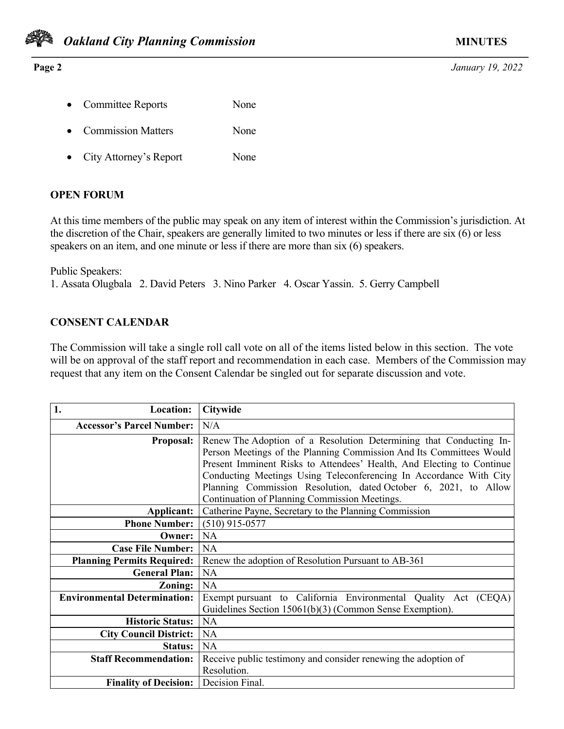- Committee Reports None

- Commission Matters None

- City Attorney's Report None

**OPEN FORUM**

At this time members of the public may speak on any item of interest within the Commission's jurisdiction. At the discretion of the Chair, speakers are generally limited to two minutes or less if there are six (6) or less speakers on an item, and one minute or less if there are more than six (6) speakers.

Public Speakers:
1. Assata Olugbala 2. David Peters 3. Nino Parker 4. Oscar Yassin. 5. Gerry Campbell

**CONSENT CALENDAR**

The Commission will take a single roll call vote on all of the items listed below in this section. The vote will be on approval of the staff report and recommendation in each case. Members of the Commission may request that any item on the Consent Calendar be singled out for separate discussion and vote.

| 1. **Location:** | **Citywide** |
|---|---|
| **Accessor's Parcel Number:** | N/A |
| **Proposal:** | Renew The Adoption of a Resolution Determining that Conducting In-Person Meetings of the Planning Commission And Its Committees Would Present Imminent Risks to Attendees' Health, And Electing to Continue Conducting Meetings Using Teleconferencing In Accordance With City Planning Commission Resolution, dated October 6, 2021, to Allow Continuation of Planning Commission Meetings. |
| **Applicant:** | Catherine Payne, Secretary to the Planning Commission |
| **Phone Number:** | (510) 915-0577 |
| **Owner:** | NA |
| **Case File Number:** | NA |
| **Planning Permits Required:** | Renew the adoption of Resolution Pursuant to AB-361 |
| **General Plan:** | NA |
| **Zoning:** | NA |
| **Environmental Determination:** | Exempt pursuant to California Environmental Quality Act (CEQA) Guidelines Section 15061(b)(3) (Common Sense Exemption). |
| **Historic Status:** | NA |
| **City Council District:** | NA |
| **Status:** | NA |
| **Staff Recommendation:** | Receive public testimony and consider renewing the adoption of Resolution. |
| **Finality of Decision:** | Decision Final. |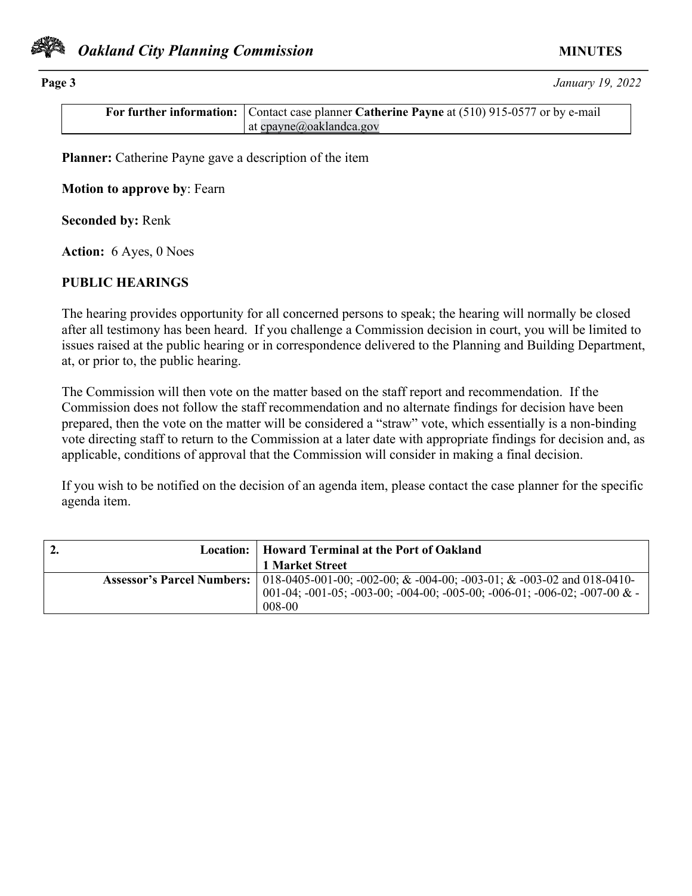| **For further information:** | Contact case planner **Catherine Payne** at (510) 915-0577 or by e-mail at cpayne@oaklandca.gov |
|---|---|

**Planner:** Catherine Payne gave a description of the item

**Motion to approve by**: Fearn

**Seconded by:** Renk

**Action:** 6 Ayes, 0 Noes

**PUBLIC HEARINGS**

The hearing provides opportunity for all concerned persons to speak; the hearing will normally be closed after all testimony has been heard. If you challenge a Commission decision in court, you will be limited to issues raised at the public hearing or in correspondence delivered to the Planning and Building Department, at, or prior to, the public hearing.

The Commission will then vote on the matter based on the staff report and recommendation. If the Commission does not follow the staff recommendation and no alternate findings for decision have been prepared, then the vote on the matter will be considered a "straw" vote, which essentially is a non-binding vote directing staff to return to the Commission at a later date with appropriate findings for decision and, as applicable, conditions of approval that the Commission will consider in making a final decision.

If you wish to be notified on the decision of an agenda item, please contact the case planner for the specific agenda item.

| **2. Location:** | **Howard Terminal at the Port of Oakland 1 Market Street** |
|---|---|
| **Assessor's Parcel Numbers:** | 018-0405-001-00; -002-00; & -004-00; -003-01; & -003-02 and 018-0410-001-04; -001-05; -003-00; -004-00; -005-00; -006-01; -006-02; -007-00 & -008-00 |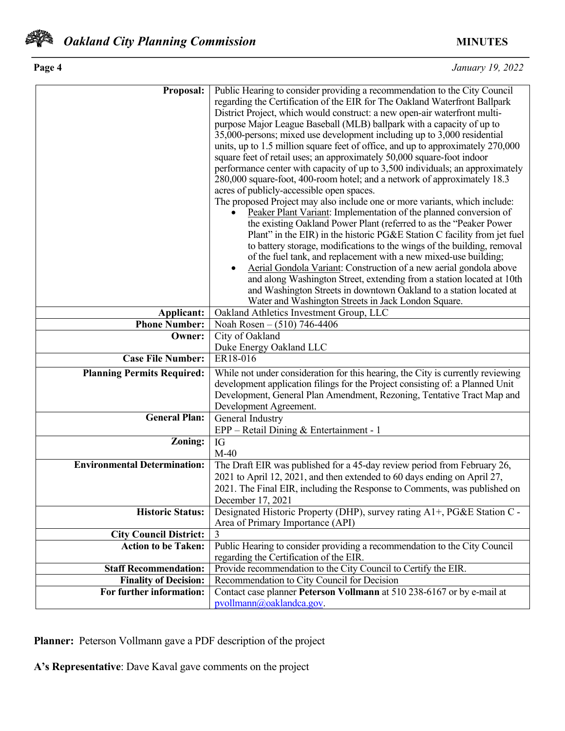| | |
|---|---|
| **Proposal:** | Public Hearing to consider providing a recommendation to the City Council regarding the Certification of the EIR for The Oakland Waterfront Ballpark District Project, which would construct: a new open-air waterfront multi-purpose Major League Baseball (MLB) ballpark with a capacity of up to 35,000-persons; mixed use development including up to 3,000 residential units, up to 1.5 million square feet of office, and up to approximately 270,000 square feet of retail uses; an approximately 50,000 square-foot indoor performance center with capacity of up to 3,500 individuals; an approximately 280,000 square-foot, 400-room hotel; and a network of approximately 18.3 acres of publicly-accessible open spaces.<br>The proposed Project may also include one or more variants, which include:<br>• Peaker Plant Variant: Implementation of the planned conversion of the existing Oakland Power Plant (referred to as the "Peaker Power Plant" in the EIR) in the historic PG&E Station C facility from jet fuel to battery storage, modifications to the wings of the building, removal of the fuel tank, and replacement with a new mixed-use building;<br>• Aerial Gondola Variant: Construction of a new aerial gondola above and along Washington Street, extending from a station located at 10th and Washington Streets in downtown Oakland to a station located at Water and Washington Streets in Jack London Square. |
| **Applicant:** | Oakland Athletics Investment Group, LLC |
| **Phone Number:** | Noah Rosen – (510) 746-4406 |
| **Owner:** | City of Oakland<br>Duke Energy Oakland LLC |
| **Case File Number:** | ER18-016 |
| **Planning Permits Required:** | While not under consideration for this hearing, the City is currently reviewing development application filings for the Project consisting of: a Planned Unit Development, General Plan Amendment, Rezoning, Tentative Tract Map and Development Agreement. |
| **General Plan:** | General Industry<br>EPP – Retail Dining & Entertainment - 1 |
| **Zoning:** | IG<br>M-40 |
| **Environmental Determination:** | The Draft EIR was published for a 45-day review period from February 26, 2021 to April 12, 2021, and then extended to 60 days ending on April 27, 2021. The Final EIR, including the Response to Comments, was published on December 17, 2021 |
| **Historic Status:** | Designated Historic Property (DHP), survey rating A1+, PG&E Station C - Area of Primary Importance (API) |
| **City Council District:** | 3 |
| **Action to be Taken:** | Public Hearing to consider providing a recommendation to the City Council regarding the Certification of the EIR. |
| **Staff Recommendation:** | Provide recommendation to the City Council to Certify the EIR. |
| **Finality of Decision:** | Recommendation to City Council for Decision |
| **For further information:** | Contact case planner **Peterson Vollmann** at 510 238-6167 or by e-mail at pvollmann@oaklandca.gov. |

**Planner:** Peterson Vollmann gave a PDF description of the project

**A's Representative**: Dave Kaval gave comments on the project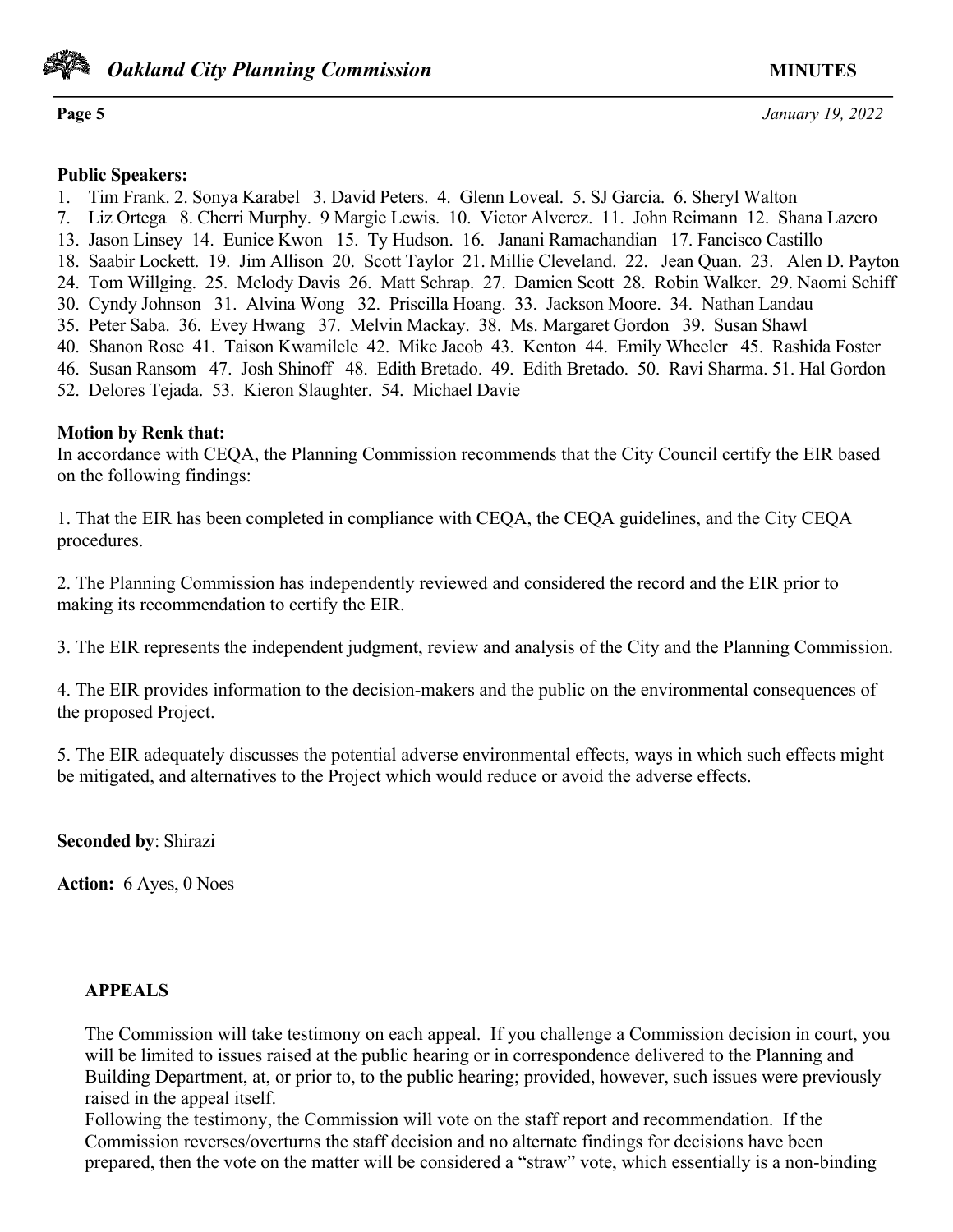**Public Speakers:**

1. Tim Frank. 2. Sonya Karabel 3. David Peters. 4. Glenn Loveal. 5. SJ Garcia. 6. Sheryl Walton
7. Liz Ortega 8. Cherri Murphy. 9 Margie Lewis. 10. Victor Alverez. 11. John Reimann 12. Shana Lazero
13. Jason Linsey 14. Eunice Kwon 15. Ty Hudson. 16. Janani Ramachandian 17. Fancisco Castillo
18. Saabir Lockett. 19. Jim Allison 20. Scott Taylor 21. Millie Cleveland. 22. Jean Quan. 23. Alen D. Payton
24. Tom Willging. 25. Melody Davis 26. Matt Schrap. 27. Damien Scott 28. Robin Walker. 29. Naomi Schiff
30. Cyndy Johnson 31. Alvina Wong 32. Priscilla Hoang. 33. Jackson Moore. 34. Nathan Landau
35. Peter Saba. 36. Evey Hwang 37. Melvin Mackay. 38. Ms. Margaret Gordon 39. Susan Shawl
40. Shanon Rose 41. Taison Kwamilele 42. Mike Jacob 43. Kenton 44. Emily Wheeler 45. Rashida Foster
46. Susan Ransom 47. Josh Shinoff 48. Edith Bretado. 49. Edith Bretado. 50. Ravi Sharma. 51. Hal Gordon
52. Delores Tejada. 53. Kieron Slaughter. 54. Michael Davie

**Motion by Renk that:**
In accordance with CEQA, the Planning Commission recommends that the City Council certify the EIR based on the following findings:

1. That the EIR has been completed in compliance with CEQA, the CEQA guidelines, and the City CEQA procedures.

2. The Planning Commission has independently reviewed and considered the record and the EIR prior to making its recommendation to certify the EIR.

3. The EIR represents the independent judgment, review and analysis of the City and the Planning Commission.

4. The EIR provides information to the decision-makers and the public on the environmental consequences of the proposed Project.

5. The EIR adequately discusses the potential adverse environmental effects, ways in which such effects might be mitigated, and alternatives to the Project which would reduce or avoid the adverse effects.

**Seconded by**: Shirazi

**Action:** 6 Ayes, 0 Noes

**APPEALS**

The Commission will take testimony on each appeal. If you challenge a Commission decision in court, you will be limited to issues raised at the public hearing or in correspondence delivered to the Planning and Building Department, at, or prior to, to the public hearing; provided, however, such issues were previously raised in the appeal itself.
Following the testimony, the Commission will vote on the staff report and recommendation. If the Commission reverses/overturns the staff decision and no alternate findings for decisions have been prepared, then the vote on the matter will be considered a "straw" vote, which essentially is a non-binding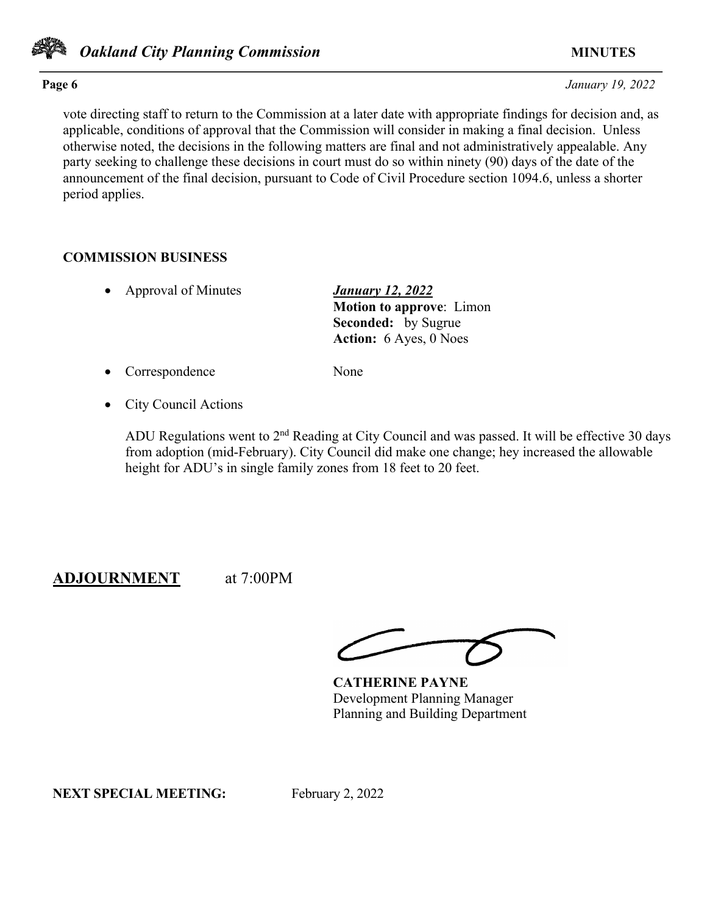vote directing staff to return to the Commission at a later date with appropriate findings for decision and, as applicable, conditions of approval that the Commission will consider in making a final decision. Unless otherwise noted, the decisions in the following matters are final and not administratively appealable. Any party seeking to challenge these decisions in court must do so within ninety (90) days of the date of the announcement of the final decision, pursuant to Code of Civil Procedure section 1094.6, unless a shorter period applies.

## COMMISSION BUSINESS

- Approval of Minutes — ***January 12, 2022***
  **Motion to approve**: Limon
  **Seconded:** by Sugrue
  **Action:** 6 Ayes, 0 Noes

- Correspondence — None

- City Council Actions

  ADU Regulations went to 2nd Reading at City Council and was passed. It will be effective 30 days from adoption (mid-February). City Council did make one change; hey increased the allowable height for ADU's in single family zones from 18 feet to 20 feet.

## ADJOURNMENT at 7:00PM

**CATHERINE PAYNE**
Development Planning Manager
Planning and Building Department

**NEXT SPECIAL MEETING:** February 2, 2022